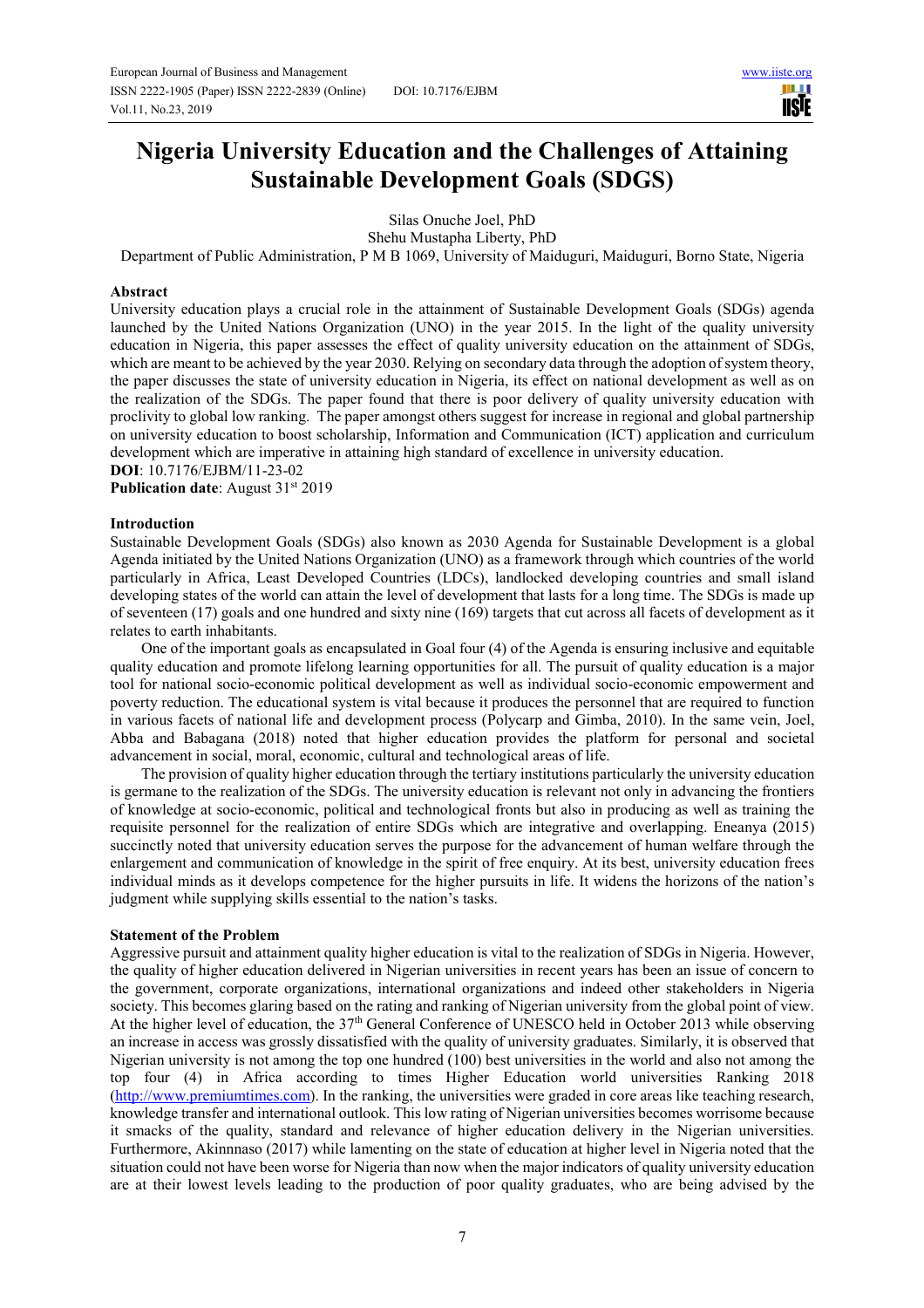# Nigeria University Education and the Challenges of Attaining Sustainable Development Goals (SDGS)

Silas Onuche Joel, PhD
Shehu Mustapha Liberty, PhD
Department of Public Administration, P M B 1069, University of Maiduguri, Maiduguri, Borno State, Nigeria

## Abstract

University education plays a crucial role in the attainment of Sustainable Development Goals (SDGs) agenda launched by the United Nations Organization (UNO) in the year 2015. In the light of the quality university education in Nigeria, this paper assesses the effect of quality university education on the attainment of SDGs, which are meant to be achieved by the year 2030. Relying on secondary data through the adoption of system theory, the paper discusses the state of university education in Nigeria, its effect on national development as well as on the realization of the SDGs. The paper found that there is poor delivery of quality university education with proclivity to global low ranking. The paper amongst others suggest for increase in regional and global partnership on university education to boost scholarship, Information and Communication (ICT) application and curriculum development which are imperative in attaining high standard of excellence in university education.

**DOI**: 10.7176/EJBM/11-23-02

**Publication date**: August 31st 2019

## Introduction

Sustainable Development Goals (SDGs) also known as 2030 Agenda for Sustainable Development is a global Agenda initiated by the United Nations Organization (UNO) as a framework through which countries of the world particularly in Africa, Least Developed Countries (LDCs), landlocked developing countries and small island developing states of the world can attain the level of development that lasts for a long time. The SDGs is made up of seventeen (17) goals and one hundred and sixty nine (169) targets that cut across all facets of development as it relates to earth inhabitants.

One of the important goals as encapsulated in Goal four (4) of the Agenda is ensuring inclusive and equitable quality education and promote lifelong learning opportunities for all. The pursuit of quality education is a major tool for national socio-economic political development as well as individual socio-economic empowerment and poverty reduction. The educational system is vital because it produces the personnel that are required to function in various facets of national life and development process (Polycarp and Gimba, 2010). In the same vein, Joel, Abba and Babagana (2018) noted that higher education provides the platform for personal and societal advancement in social, moral, economic, cultural and technological areas of life.

The provision of quality higher education through the tertiary institutions particularly the university education is germane to the realization of the SDGs. The university education is relevant not only in advancing the frontiers of knowledge at socio-economic, political and technological fronts but also in producing as well as training the requisite personnel for the realization of entire SDGs which are integrative and overlapping. Eneanya (2015) succinctly noted that university education serves the purpose for the advancement of human welfare through the enlargement and communication of knowledge in the spirit of free enquiry. At its best, university education frees individual minds as it develops competence for the higher pursuits in life. It widens the horizons of the nation's judgment while supplying skills essential to the nation's tasks.

## Statement of the Problem

Aggressive pursuit and attainment quality higher education is vital to the realization of SDGs in Nigeria. However, the quality of higher education delivered in Nigerian universities in recent years has been an issue of concern to the government, corporate organizations, international organizations and indeed other stakeholders in Nigeria society. This becomes glaring based on the rating and ranking of Nigerian university from the global point of view. At the higher level of education, the 37th General Conference of UNESCO held in October 2013 while observing an increase in access was grossly dissatisfied with the quality of university graduates. Similarly, it is observed that Nigerian university is not among the top one hundred (100) best universities in the world and also not among the top four (4) in Africa according to times Higher Education world universities Ranking 2018 (http://www.premiumtimes.com). In the ranking, the universities were graded in core areas like teaching research, knowledge transfer and international outlook. This low rating of Nigerian universities becomes worrisome because it smacks of the quality, standard and relevance of higher education delivery in the Nigerian universities. Furthermore, Akinnnaso (2017) while lamenting on the state of education at higher level in Nigeria noted that the situation could not have been worse for Nigeria than now when the major indicators of quality university education are at their lowest levels leading to the production of poor quality graduates, who are being advised by the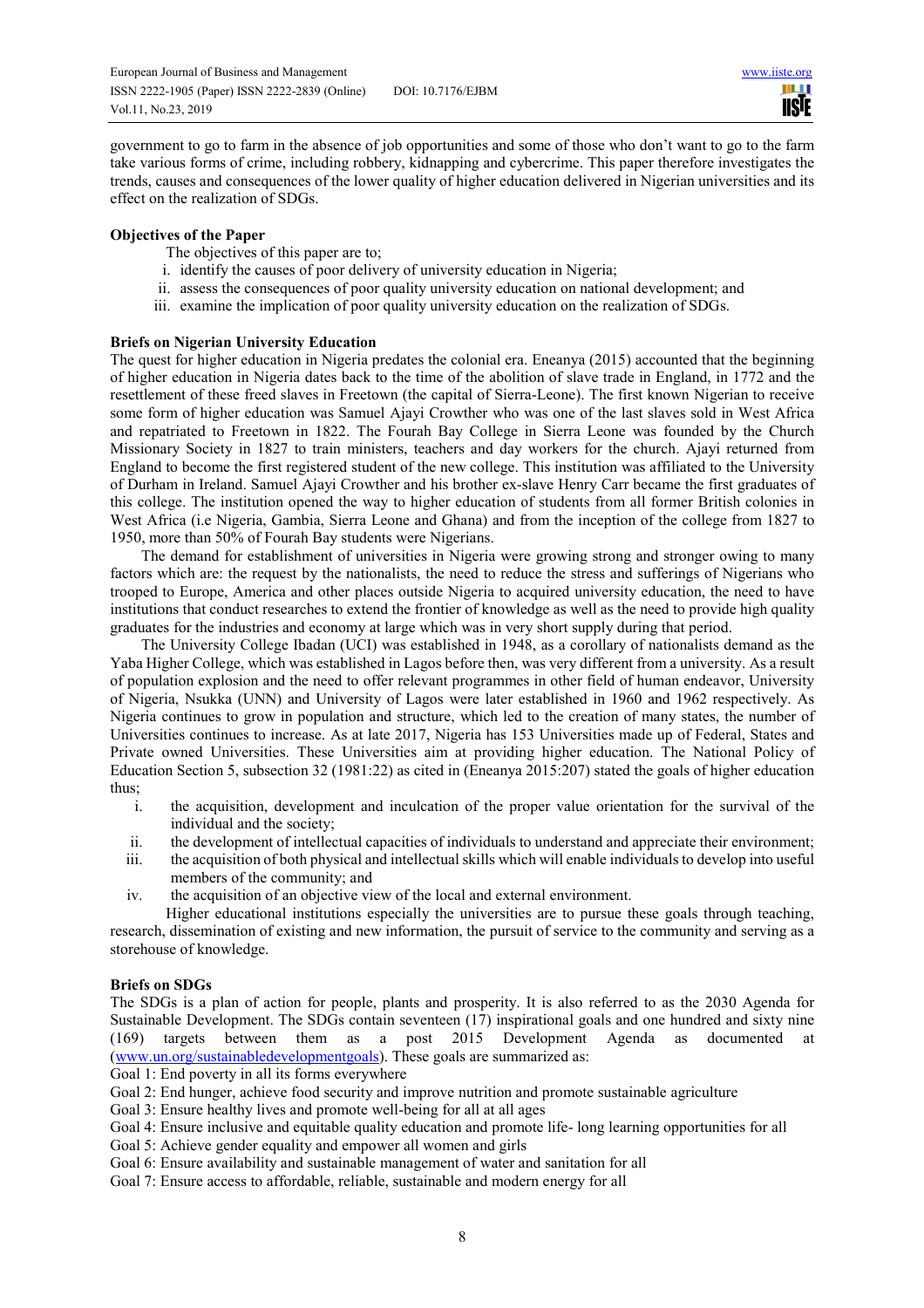government to go to farm in the absence of job opportunities and some of those who don't want to go to the farm take various forms of crime, including robbery, kidnapping and cybercrime. This paper therefore investigates the trends, causes and consequences of the lower quality of higher education delivered in Nigerian universities and its effect on the realization of SDGs.

### Objectives of the Paper

The objectives of this paper are to;

i. identify the causes of poor delivery of university education in Nigeria;
ii. assess the consequences of poor quality university education on national development; and
iii. examine the implication of poor quality university education on the realization of SDGs.

### Briefs on Nigerian University Education

The quest for higher education in Nigeria predates the colonial era. Eneanya (2015) accounted that the beginning of higher education in Nigeria dates back to the time of the abolition of slave trade in England, in 1772 and the resettlement of these freed slaves in Freetown (the capital of Sierra-Leone). The first known Nigerian to receive some form of higher education was Samuel Ajayi Crowther who was one of the last slaves sold in West Africa and repatriated to Freetown in 1822. The Fourah Bay College in Sierra Leone was founded by the Church Missionary Society in 1827 to train ministers, teachers and day workers for the church. Ajayi returned from England to become the first registered student of the new college. This institution was affiliated to the University of Durham in Ireland. Samuel Ajayi Crowther and his brother ex-slave Henry Carr became the first graduates of this college. The institution opened the way to higher education of students from all former British colonies in West Africa (i.e Nigeria, Gambia, Sierra Leone and Ghana) and from the inception of the college from 1827 to 1950, more than 50% of Fourah Bay students were Nigerians.

The demand for establishment of universities in Nigeria were growing strong and stronger owing to many factors which are: the request by the nationalists, the need to reduce the stress and sufferings of Nigerians who trooped to Europe, America and other places outside Nigeria to acquired university education, the need to have institutions that conduct researches to extend the frontier of knowledge as well as the need to provide high quality graduates for the industries and economy at large which was in very short supply during that period.

The University College Ibadan (UCI) was established in 1948, as a corollary of nationalists demand as the Yaba Higher College, which was established in Lagos before then, was very different from a university. As a result of population explosion and the need to offer relevant programmes in other field of human endeavor, University of Nigeria, Nsukka (UNN) and University of Lagos were later established in 1960 and 1962 respectively. As Nigeria continues to grow in population and structure, which led to the creation of many states, the number of Universities continues to increase. As at late 2017, Nigeria has 153 Universities made up of Federal, States and Private owned Universities. These Universities aim at providing higher education. The National Policy of Education Section 5, subsection 32 (1981:22) as cited in (Eneanya 2015:207) stated the goals of higher education thus;

i. the acquisition, development and inculcation of the proper value orientation for the survival of the individual and the society;
ii. the development of intellectual capacities of individuals to understand and appreciate their environment;
iii. the acquisition of both physical and intellectual skills which will enable individuals to develop into useful members of the community; and
iv. the acquisition of an objective view of the local and external environment.

Higher educational institutions especially the universities are to pursue these goals through teaching, research, dissemination of existing and new information, the pursuit of service to the community and serving as a storehouse of knowledge.

### Briefs on SDGs

The SDGs is a plan of action for people, plants and prosperity. It is also referred to as the 2030 Agenda for Sustainable Development. The SDGs contain seventeen (17) inspirational goals and one hundred and sixty nine (169) targets between them as a post 2015 Development Agenda as documented at (www.un.org/sustainabledevelopmentgoals). These goals are summarized as:

Goal 1: End poverty in all its forms everywhere
Goal 2: End hunger, achieve food security and improve nutrition and promote sustainable agriculture
Goal 3: Ensure healthy lives and promote well-being for all at all ages
Goal 4: Ensure inclusive and equitable quality education and promote life- long learning opportunities for all
Goal 5: Achieve gender equality and empower all women and girls
Goal 6: Ensure availability and sustainable management of water and sanitation for all
Goal 7: Ensure access to affordable, reliable, sustainable and modern energy for all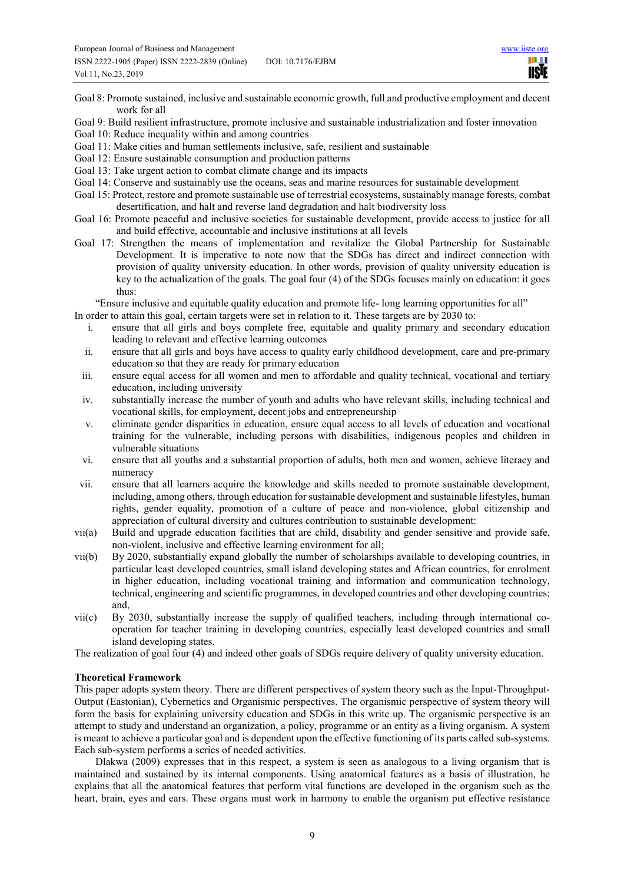Goal 8: Promote sustained, inclusive and sustainable economic growth, full and productive employment and decent work for all

Goal 9: Build resilient infrastructure, promote inclusive and sustainable industrialization and foster innovation

Goal 10: Reduce inequality within and among countries

Goal 11: Make cities and human settlements inclusive, safe, resilient and sustainable

Goal 12: Ensure sustainable consumption and production patterns

Goal 13: Take urgent action to combat climate change and its impacts

Goal 14: Conserve and sustainably use the oceans, seas and marine resources for sustainable development

Goal 15: Protect, restore and promote sustainable use of terrestrial ecosystems, sustainably manage forests, combat desertification, and halt and reverse land degradation and halt biodiversity loss

Goal 16: Promote peaceful and inclusive societies for sustainable development, provide access to justice for all and build effective, accountable and inclusive institutions at all levels

Goal 17: Strengthen the means of implementation and revitalize the Global Partnership for Sustainable Development. It is imperative to note now that the SDGs has direct and indirect connection with provision of quality university education. In other words, provision of quality university education is key to the actualization of the goals. The goal four (4) of the SDGs focuses mainly on education: it goes thus:

"Ensure inclusive and equitable quality education and promote life- long learning opportunities for all"

In order to attain this goal, certain targets were set in relation to it. These targets are by 2030 to:

i. ensure that all girls and boys complete free, equitable and quality primary and secondary education leading to relevant and effective learning outcomes
ii. ensure that all girls and boys have access to quality early childhood development, care and pre-primary education so that they are ready for primary education
iii. ensure equal access for all women and men to affordable and quality technical, vocational and tertiary education, including university
iv. substantially increase the number of youth and adults who have relevant skills, including technical and vocational skills, for employment, decent jobs and entrepreneurship
v. eliminate gender disparities in education, ensure equal access to all levels of education and vocational training for the vulnerable, including persons with disabilities, indigenous peoples and children in vulnerable situations
vi. ensure that all youths and a substantial proportion of adults, both men and women, achieve literacy and numeracy
vii. ensure that all learners acquire the knowledge and skills needed to promote sustainable development, including, among others, through education for sustainable development and sustainable lifestyles, human rights, gender equality, promotion of a culture of peace and non-violence, global citizenship and appreciation of cultural diversity and cultures contribution to sustainable development:

vii(a) Build and upgrade education facilities that are child, disability and gender sensitive and provide safe, non-violent, inclusive and effective learning environment for all;

vii(b) By 2020, substantially expand globally the number of scholarships available to developing countries, in particular least developed countries, small island developing states and African countries, for enrolment in higher education, including vocational training and information and communication technology, technical, engineering and scientific programmes, in developed countries and other developing countries; and,

vii(c) By 2030, substantially increase the supply of qualified teachers, including through international co-operation for teacher training in developing countries, especially least developed countries and small island developing states.

The realization of goal four (4) and indeed other goals of SDGs require delivery of quality university education.

**Theoretical Framework**

This paper adopts system theory. There are different perspectives of system theory such as the Input-Throughput-Output (Eastonian), Cybernetics and Organismic perspectives. The organismic perspective of system theory will form the basis for explaining university education and SDGs in this write up. The organismic perspective is an attempt to study and understand an organization, a policy, programme or an entity as a living organism. A system is meant to achieve a particular goal and is dependent upon the effective functioning of its parts called sub-systems. Each sub-system performs a series of needed activities.

Dlakwa (2009) expresses that in this respect, a system is seen as analogous to a living organism that is maintained and sustained by its internal components. Using anatomical features as a basis of illustration, he explains that all the anatomical features that perform vital functions are developed in the organism such as the heart, brain, eyes and ears. These organs must work in harmony to enable the organism put effective resistance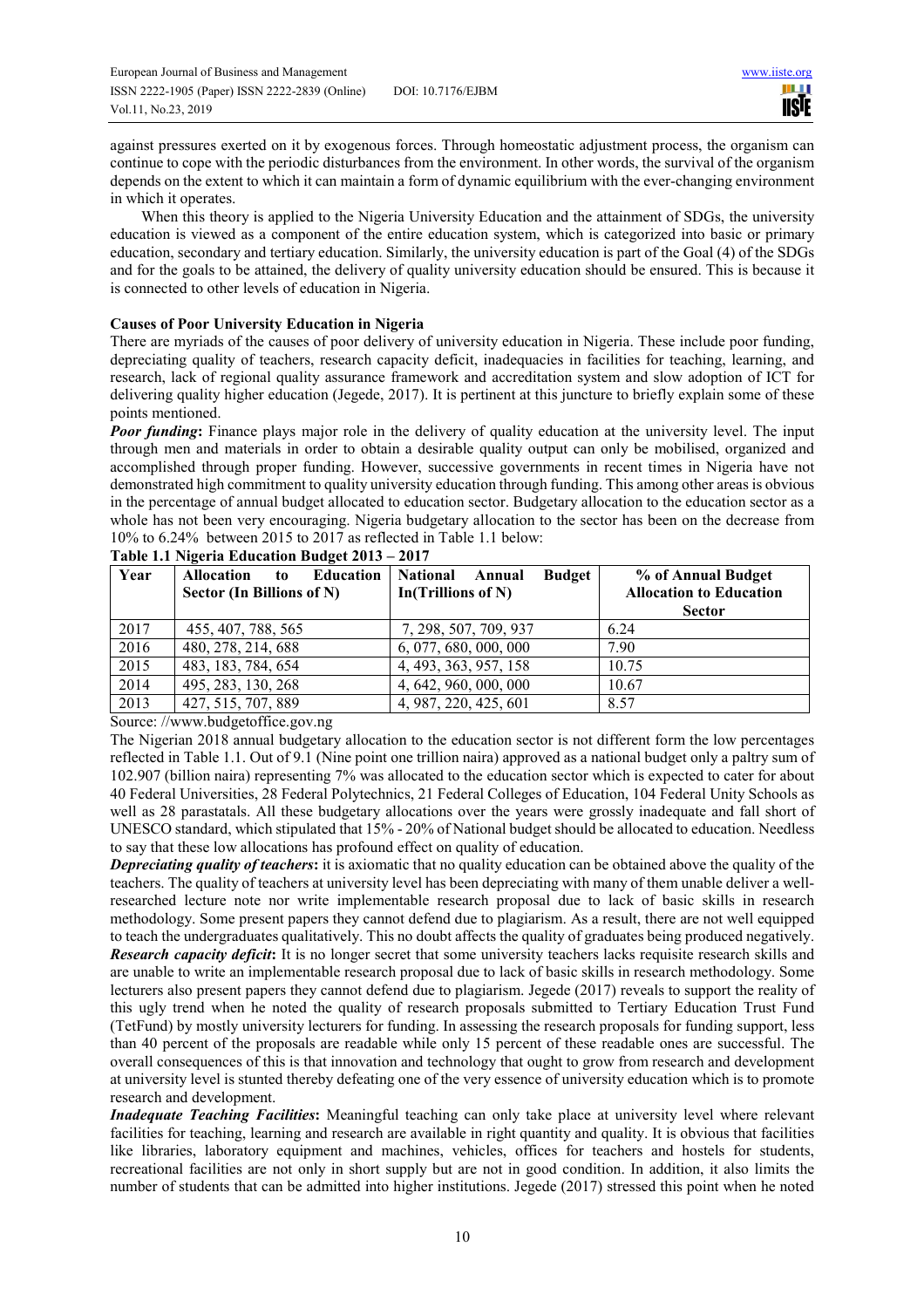against pressures exerted on it by exogenous forces. Through homeostatic adjustment process, the organism can continue to cope with the periodic disturbances from the environment. In other words, the survival of the organism depends on the extent to which it can maintain a form of dynamic equilibrium with the ever-changing environment in which it operates.

When this theory is applied to the Nigeria University Education and the attainment of SDGs, the university education is viewed as a component of the entire education system, which is categorized into basic or primary education, secondary and tertiary education. Similarly, the university education is part of the Goal (4) of the SDGs and for the goals to be attained, the delivery of quality university education should be ensured. This is because it is connected to other levels of education in Nigeria.

**Causes of Poor University Education in Nigeria**

There are myriads of the causes of poor delivery of university education in Nigeria. These include poor funding, depreciating quality of teachers, research capacity deficit, inadequacies in facilities for teaching, learning, and research, lack of regional quality assurance framework and accreditation system and slow adoption of ICT for delivering quality higher education (Jegede, 2017). It is pertinent at this juncture to briefly explain some of these points mentioned.

***Poor funding*:** Finance plays major role in the delivery of quality education at the university level. The input through men and materials in order to obtain a desirable quality output can only be mobilised, organized and accomplished through proper funding. However, successive governments in recent times in Nigeria have not demonstrated high commitment to quality university education through funding. This among other areas is obvious in the percentage of annual budget allocated to education sector. Budgetary allocation to the education sector as a whole has not been very encouraging. Nigeria budgetary allocation to the sector has been on the decrease from 10% to 6.24% between 2015 to 2017 as reflected in Table 1.1 below:

**Table 1.1 Nigeria Education Budget 2013 – 2017**

| Year | Allocation to Education Sector (In Billions of N) | National Annual Budget In(Trillions of N) | % of Annual Budget Allocation to Education Sector |
|---|---|---|---|
| 2017 | 455, 407, 788, 565 | 7, 298, 507, 709, 937 | 6.24 |
| 2016 | 480, 278, 214, 688 | 6, 077, 680, 000, 000 | 7.90 |
| 2015 | 483, 183, 784, 654 | 4, 493, 363, 957, 158 | 10.75 |
| 2014 | 495, 283, 130, 268 | 4, 642, 960, 000, 000 | 10.67 |
| 2013 | 427, 515, 707, 889 | 4, 987, 220, 425, 601 | 8.57 |

Source: //www.budgetoffice.gov.ng

The Nigerian 2018 annual budgetary allocation to the education sector is not different form the low percentages reflected in Table 1.1. Out of 9.1 (Nine point one trillion naira) approved as a national budget only a paltry sum of 102.907 (billion naira) representing 7% was allocated to the education sector which is expected to cater for about 40 Federal Universities, 28 Federal Polytechnics, 21 Federal Colleges of Education, 104 Federal Unity Schools as well as 28 parastatals. All these budgetary allocations over the years were grossly inadequate and fall short of UNESCO standard, which stipulated that 15% - 20% of National budget should be allocated to education. Needless to say that these low allocations has profound effect on quality of education.

***Depreciating quality of teachers*:** it is axiomatic that no quality education can be obtained above the quality of the teachers. The quality of teachers at university level has been depreciating with many of them unable deliver a well-researched lecture note nor write implementable research proposal due to lack of basic skills in research methodology. Some present papers they cannot defend due to plagiarism. As a result, there are not well equipped to teach the undergraduates qualitatively. This no doubt affects the quality of graduates being produced negatively.

***Research capacity deficit*:** It is no longer secret that some university teachers lacks requisite research skills and are unable to write an implementable research proposal due to lack of basic skills in research methodology. Some lecturers also present papers they cannot defend due to plagiarism. Jegede (2017) reveals to support the reality of this ugly trend when he noted the quality of research proposals submitted to Tertiary Education Trust Fund (TetFund) by mostly university lecturers for funding. In assessing the research proposals for funding support, less than 40 percent of the proposals are readable while only 15 percent of these readable ones are successful. The overall consequences of this is that innovation and technology that ought to grow from research and development at university level is stunted thereby defeating one of the very essence of university education which is to promote research and development.

***Inadequate Teaching Facilities*:** Meaningful teaching can only take place at university level where relevant facilities for teaching, learning and research are available in right quantity and quality. It is obvious that facilities like libraries, laboratory equipment and machines, vehicles, offices for teachers and hostels for students, recreational facilities are not only in short supply but are not in good condition. In addition, it also limits the number of students that can be admitted into higher institutions. Jegede (2017) stressed this point when he noted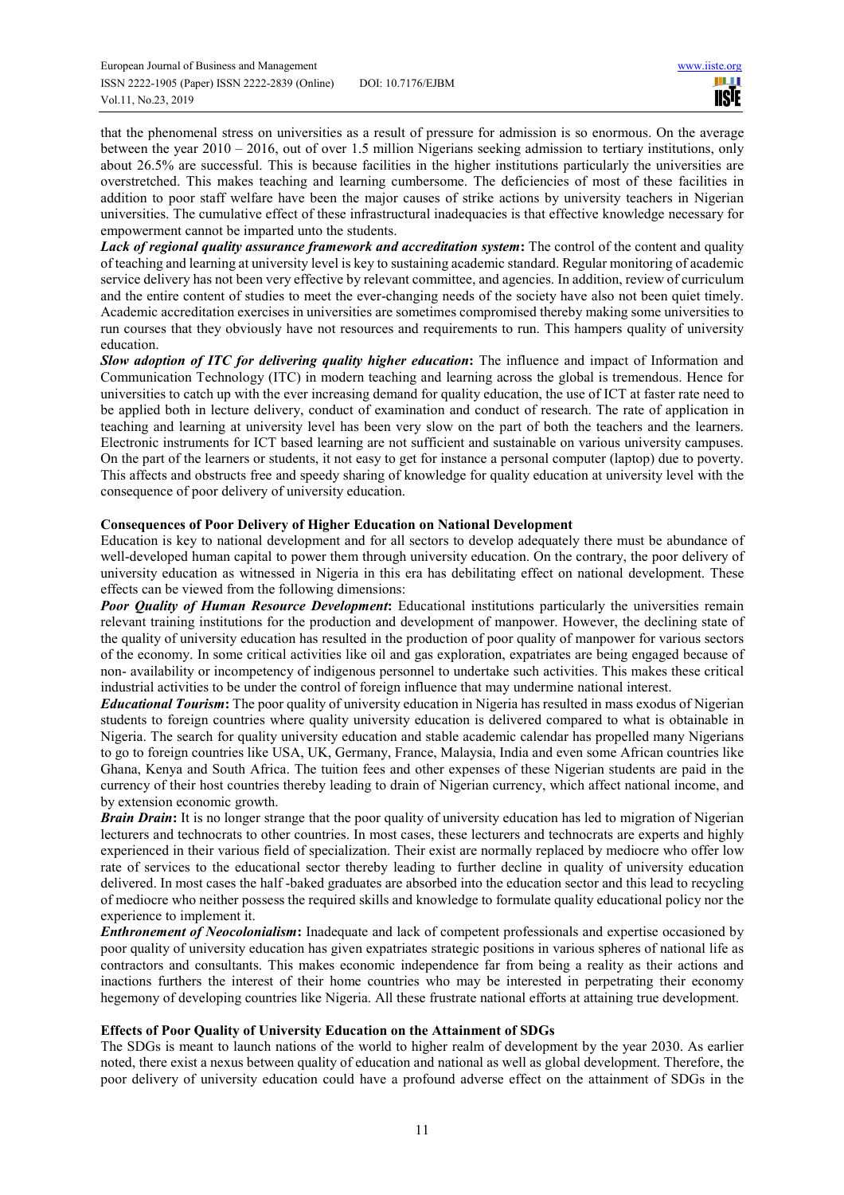that the phenomenal stress on universities as a result of pressure for admission is so enormous. On the average between the year 2010 – 2016, out of over 1.5 million Nigerians seeking admission to tertiary institutions, only about 26.5% are successful. This is because facilities in the higher institutions particularly the universities are overstretched. This makes teaching and learning cumbersome. The deficiencies of most of these facilities in addition to poor staff welfare have been the major causes of strike actions by university teachers in Nigerian universities. The cumulative effect of these infrastructural inadequacies is that effective knowledge necessary for empowerment cannot be imparted unto the students.

***Lack of regional quality assurance framework and accreditation system*:** The control of the content and quality of teaching and learning at university level is key to sustaining academic standard. Regular monitoring of academic service delivery has not been very effective by relevant committee, and agencies. In addition, review of curriculum and the entire content of studies to meet the ever-changing needs of the society have also not been quiet timely. Academic accreditation exercises in universities are sometimes compromised thereby making some universities to run courses that they obviously have not resources and requirements to run. This hampers quality of university education.

***Slow adoption of ITC for delivering quality higher education*:** The influence and impact of Information and Communication Technology (ITC) in modern teaching and learning across the global is tremendous. Hence for universities to catch up with the ever increasing demand for quality education, the use of ICT at faster rate need to be applied both in lecture delivery, conduct of examination and conduct of research. The rate of application in teaching and learning at university level has been very slow on the part of both the teachers and the learners. Electronic instruments for ICT based learning are not sufficient and sustainable on various university campuses. On the part of the learners or students, it not easy to get for instance a personal computer (laptop) due to poverty. This affects and obstructs free and speedy sharing of knowledge for quality education at university level with the consequence of poor delivery of university education.

**Consequences of Poor Delivery of Higher Education on National Development**

Education is key to national development and for all sectors to develop adequately there must be abundance of well-developed human capital to power them through university education. On the contrary, the poor delivery of university education as witnessed in Nigeria in this era has debilitating effect on national development. These effects can be viewed from the following dimensions:

***Poor Quality of Human Resource Development*:** Educational institutions particularly the universities remain relevant training institutions for the production and development of manpower. However, the declining state of the quality of university education has resulted in the production of poor quality of manpower for various sectors of the economy. In some critical activities like oil and gas exploration, expatriates are being engaged because of non- availability or incompetency of indigenous personnel to undertake such activities. This makes these critical industrial activities to be under the control of foreign influence that may undermine national interest.

***Educational Tourism*:** The poor quality of university education in Nigeria has resulted in mass exodus of Nigerian students to foreign countries where quality university education is delivered compared to what is obtainable in Nigeria. The search for quality university education and stable academic calendar has propelled many Nigerians to go to foreign countries like USA, UK, Germany, France, Malaysia, India and even some African countries like Ghana, Kenya and South Africa. The tuition fees and other expenses of these Nigerian students are paid in the currency of their host countries thereby leading to drain of Nigerian currency, which affect national income, and by extension economic growth.

***Brain Drain*:** It is no longer strange that the poor quality of university education has led to migration of Nigerian lecturers and technocrats to other countries. In most cases, these lecturers and technocrats are experts and highly experienced in their various field of specialization. Their exist are normally replaced by mediocre who offer low rate of services to the educational sector thereby leading to further decline in quality of university education delivered. In most cases the half -baked graduates are absorbed into the education sector and this lead to recycling of mediocre who neither possess the required skills and knowledge to formulate quality educational policy nor the experience to implement it.

***Enthronement of Neocolonialism*:** Inadequate and lack of competent professionals and expertise occasioned by poor quality of university education has given expatriates strategic positions in various spheres of national life as contractors and consultants. This makes economic independence far from being a reality as their actions and inactions furthers the interest of their home countries who may be interested in perpetrating their economy hegemony of developing countries like Nigeria. All these frustrate national efforts at attaining true development.

**Effects of Poor Quality of University Education on the Attainment of SDGs**

The SDGs is meant to launch nations of the world to higher realm of development by the year 2030. As earlier noted, there exist a nexus between quality of education and national as well as global development. Therefore, the poor delivery of university education could have a profound adverse effect on the attainment of SDGs in the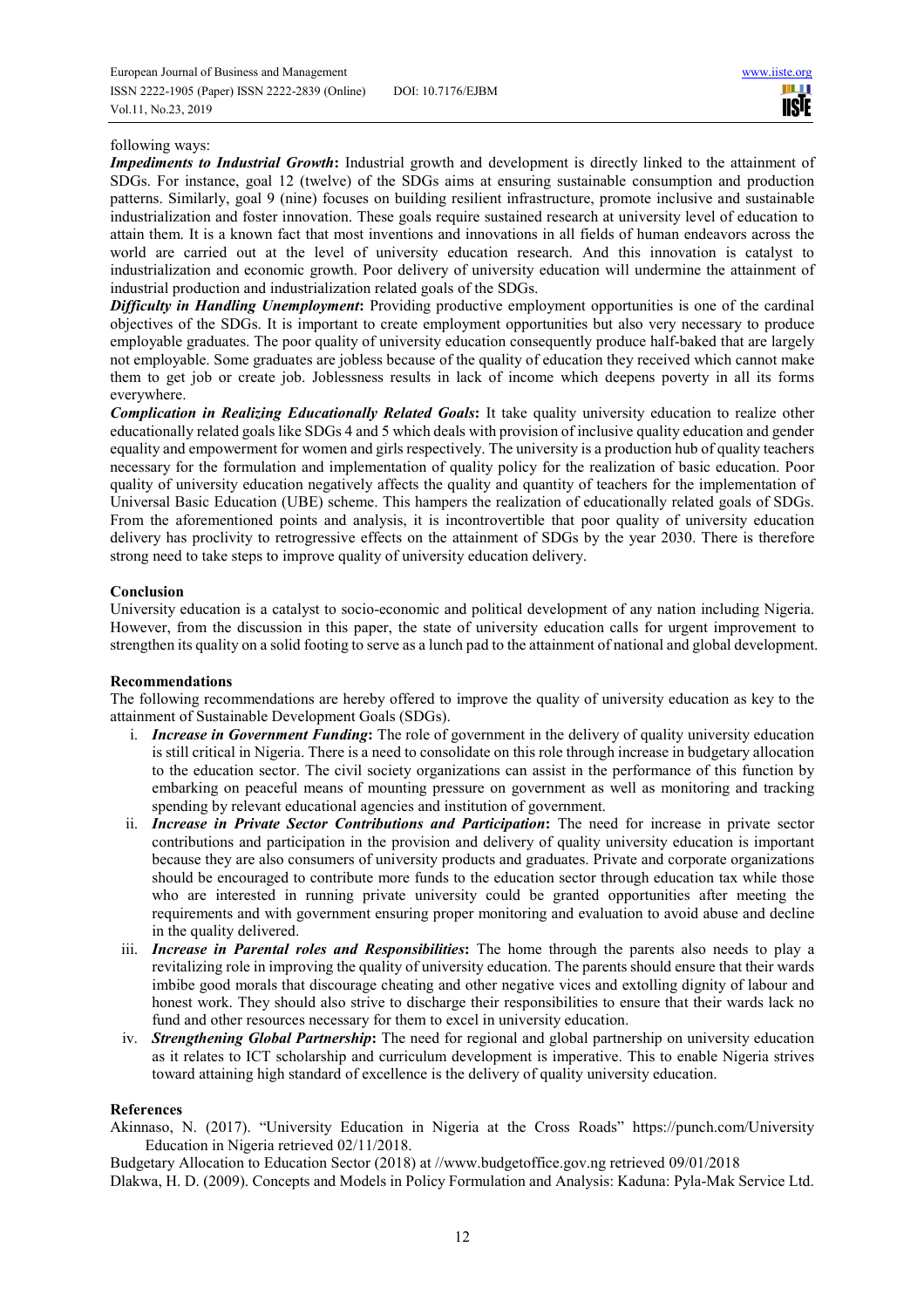following ways:

***Impediments to Industrial Growth*:** Industrial growth and development is directly linked to the attainment of SDGs. For instance, goal 12 (twelve) of the SDGs aims at ensuring sustainable consumption and production patterns. Similarly, goal 9 (nine) focuses on building resilient infrastructure, promote inclusive and sustainable industrialization and foster innovation. These goals require sustained research at university level of education to attain them. It is a known fact that most inventions and innovations in all fields of human endeavors across the world are carried out at the level of university education research. And this innovation is catalyst to industrialization and economic growth. Poor delivery of university education will undermine the attainment of industrial production and industrialization related goals of the SDGs.

***Difficulty in Handling Unemployment*:** Providing productive employment opportunities is one of the cardinal objectives of the SDGs. It is important to create employment opportunities but also very necessary to produce employable graduates. The poor quality of university education consequently produce half-baked that are largely not employable. Some graduates are jobless because of the quality of education they received which cannot make them to get job or create job. Joblessness results in lack of income which deepens poverty in all its forms everywhere.

***Complication in Realizing Educationally Related Goals*:** It take quality university education to realize other educationally related goals like SDGs 4 and 5 which deals with provision of inclusive quality education and gender equality and empowerment for women and girls respectively. The university is a production hub of quality teachers necessary for the formulation and implementation of quality policy for the realization of basic education. Poor quality of university education negatively affects the quality and quantity of teachers for the implementation of Universal Basic Education (UBE) scheme. This hampers the realization of educationally related goals of SDGs. From the aforementioned points and analysis, it is incontrovertible that poor quality of university education delivery has proclivity to retrogressive effects on the attainment of SDGs by the year 2030. There is therefore strong need to take steps to improve quality of university education delivery.

## Conclusion

University education is a catalyst to socio-economic and political development of any nation including Nigeria. However, from the discussion in this paper, the state of university education calls for urgent improvement to strengthen its quality on a solid footing to serve as a lunch pad to the attainment of national and global development.

## Recommendations

The following recommendations are hereby offered to improve the quality of university education as key to the attainment of Sustainable Development Goals (SDGs).

i. ***Increase in Government Funding*:** The role of government in the delivery of quality university education is still critical in Nigeria. There is a need to consolidate on this role through increase in budgetary allocation to the education sector. The civil society organizations can assist in the performance of this function by embarking on peaceful means of mounting pressure on government as well as monitoring and tracking spending by relevant educational agencies and institution of government.

ii. ***Increase in Private Sector Contributions and Participation*:** The need for increase in private sector contributions and participation in the provision and delivery of quality university education is important because they are also consumers of university products and graduates. Private and corporate organizations should be encouraged to contribute more funds to the education sector through education tax while those who are interested in running private university could be granted opportunities after meeting the requirements and with government ensuring proper monitoring and evaluation to avoid abuse and decline in the quality delivered.

iii. ***Increase in Parental roles and Responsibilities*:** The home through the parents also needs to play a revitalizing role in improving the quality of university education. The parents should ensure that their wards imbibe good morals that discourage cheating and other negative vices and extolling dignity of labour and honest work. They should also strive to discharge their responsibilities to ensure that their wards lack no fund and other resources necessary for them to excel in university education.

iv. ***Strengthening Global Partnership*:** The need for regional and global partnership on university education as it relates to ICT scholarship and curriculum development is imperative. This to enable Nigeria strives toward attaining high standard of excellence is the delivery of quality university education.

## References

Akinnaso, N. (2017). "University Education in Nigeria at the Cross Roads" https://punch.com/University Education in Nigeria retrieved 02/11/2018.

Budgetary Allocation to Education Sector (2018) at //www.budgetoffice.gov.ng retrieved 09/01/2018

Dlakwa, H. D. (2009). Concepts and Models in Policy Formulation and Analysis: Kaduna: Pyla-Mak Service Ltd.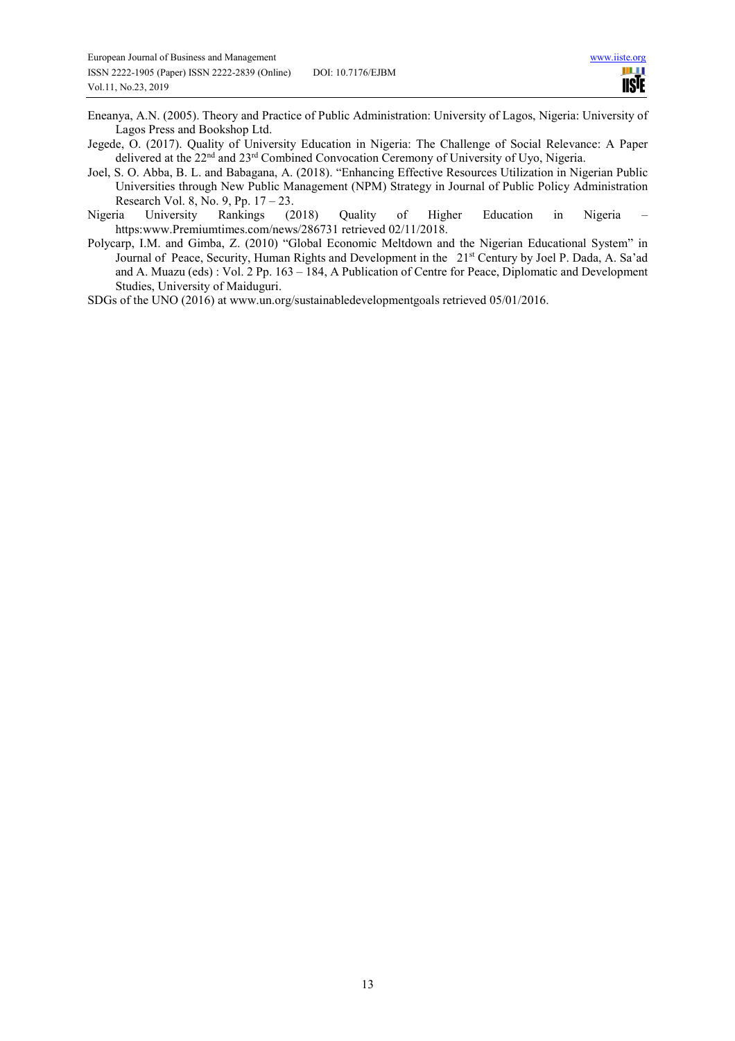Eneanya, A.N. (2005). Theory and Practice of Public Administration: University of Lagos, Nigeria: University of Lagos Press and Bookshop Ltd.

Jegede, O. (2017). Quality of University Education in Nigeria: The Challenge of Social Relevance: A Paper delivered at the 22nd and 23rd Combined Convocation Ceremony of University of Uyo, Nigeria.

Joel, S. O. Abba, B. L. and Babagana, A. (2018). "Enhancing Effective Resources Utilization in Nigerian Public Universities through New Public Management (NPM) Strategy in Journal of Public Policy Administration Research Vol. 8, No. 9, Pp. 17 – 23.

Nigeria University Rankings (2018) Quality of Higher Education in Nigeria – https:www.Premiumtimes.com/news/286731 retrieved 02/11/2018.

Polycarp, I.M. and Gimba, Z. (2010) "Global Economic Meltdown and the Nigerian Educational System" in Journal of Peace, Security, Human Rights and Development in the 21st Century by Joel P. Dada, A. Sa'ad and A. Muazu (eds) : Vol. 2 Pp. 163 – 184, A Publication of Centre for Peace, Diplomatic and Development Studies, University of Maiduguri.

SDGs of the UNO (2016) at www.un.org/sustainabledevelopmentgoals retrieved 05/01/2016.